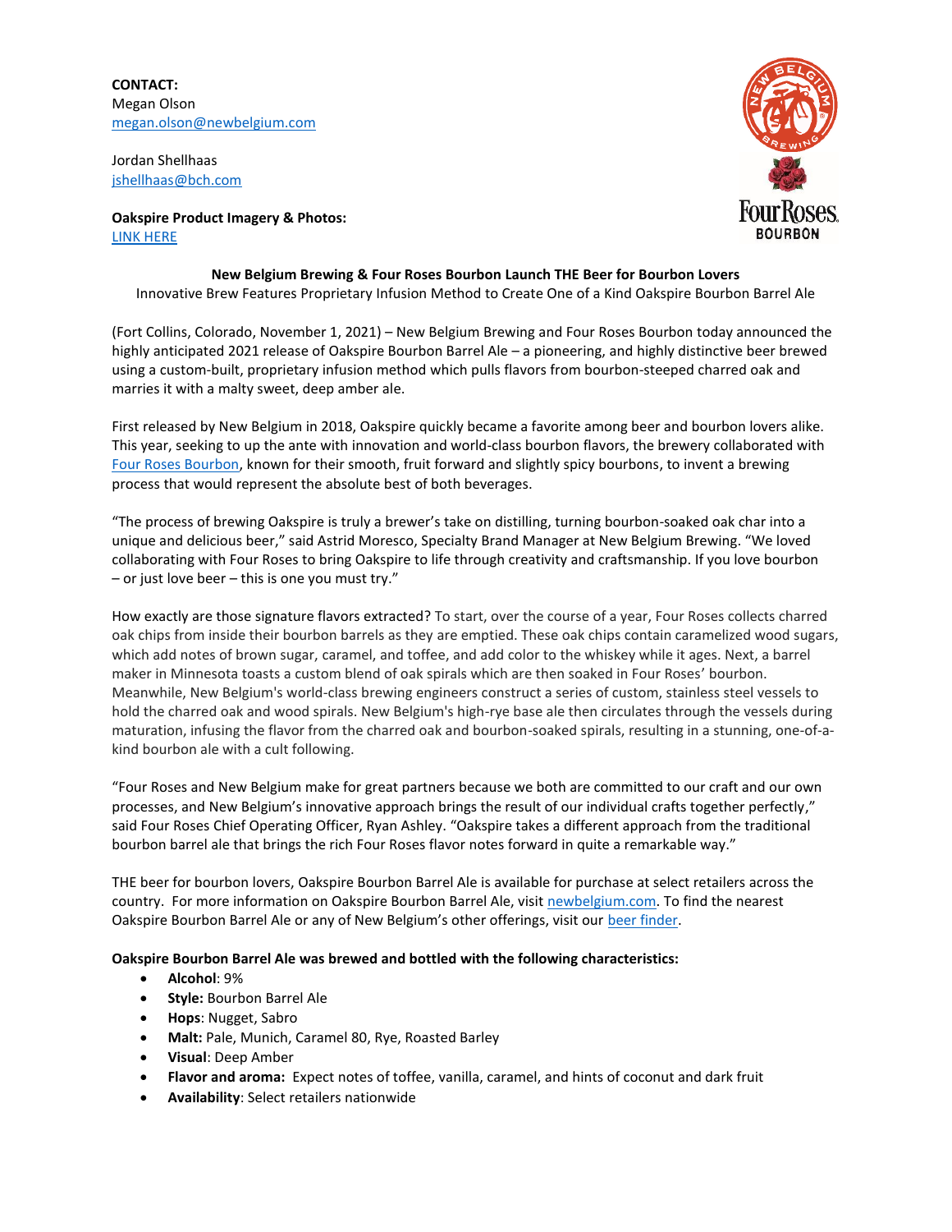**CONTACT:**
Megan Olson
megan.olson@newbelgium.com

Jordan Shellhaas
jshellhaas@bch.com

**Oakspire Product Imagery & Photos:**
LINK HERE

**New Belgium Brewing & Four Roses Bourbon Launch THE Beer for Bourbon Lovers**

Innovative Brew Features Proprietary Infusion Method to Create One of a Kind Oakspire Bourbon Barrel Ale

(Fort Collins, Colorado, November 1, 2021) – New Belgium Brewing and Four Roses Bourbon today announced the highly anticipated 2021 release of Oakspire Bourbon Barrel Ale – a pioneering, and highly distinctive beer brewed using a custom-built, proprietary infusion method which pulls flavors from bourbon-steeped charred oak and marries it with a malty sweet, deep amber ale.

First released by New Belgium in 2018, Oakspire quickly became a favorite among beer and bourbon lovers alike. This year, seeking to up the ante with innovation and world-class bourbon flavors, the brewery collaborated with Four Roses Bourbon, known for their smooth, fruit forward and slightly spicy bourbons, to invent a brewing process that would represent the absolute best of both beverages.

"The process of brewing Oakspire is truly a brewer's take on distilling, turning bourbon-soaked oak char into a unique and delicious beer," said Astrid Moresco, Specialty Brand Manager at New Belgium Brewing. "We loved collaborating with Four Roses to bring Oakspire to life through creativity and craftsmanship. If you love bourbon – or just love beer – this is one you must try."

How exactly are those signature flavors extracted? To start, over the course of a year, Four Roses collects charred oak chips from inside their bourbon barrels as they are emptied. These oak chips contain caramelized wood sugars, which add notes of brown sugar, caramel, and toffee, and add color to the whiskey while it ages. Next, a barrel maker in Minnesota toasts a custom blend of oak spirals which are then soaked in Four Roses' bourbon. Meanwhile, New Belgium's world-class brewing engineers construct a series of custom, stainless steel vessels to hold the charred oak and wood spirals. New Belgium's high-rye base ale then circulates through the vessels during maturation, infusing the flavor from the charred oak and bourbon-soaked spirals, resulting in a stunning, one-of-a-kind bourbon ale with a cult following.

"Four Roses and New Belgium make for great partners because we both are committed to our craft and our own processes, and New Belgium's innovative approach brings the result of our individual crafts together perfectly," said Four Roses Chief Operating Officer, Ryan Ashley. "Oakspire takes a different approach from the traditional bourbon barrel ale that brings the rich Four Roses flavor notes forward in quite a remarkable way."

THE beer for bourbon lovers, Oakspire Bourbon Barrel Ale is available for purchase at select retailers across the country. For more information on Oakspire Bourbon Barrel Ale, visit newbelgium.com. To find the nearest Oakspire Bourbon Barrel Ale or any of New Belgium's other offerings, visit our beer finder.

**Oakspire Bourbon Barrel Ale was brewed and bottled with the following characteristics:**

- **Alcohol**: 9%
- **Style:** Bourbon Barrel Ale
- **Hops**: Nugget, Sabro
- **Malt:** Pale, Munich, Caramel 80, Rye, Roasted Barley
- **Visual**: Deep Amber
- **Flavor and aroma:** Expect notes of toffee, vanilla, caramel, and hints of coconut and dark fruit
- **Availability**: Select retailers nationwide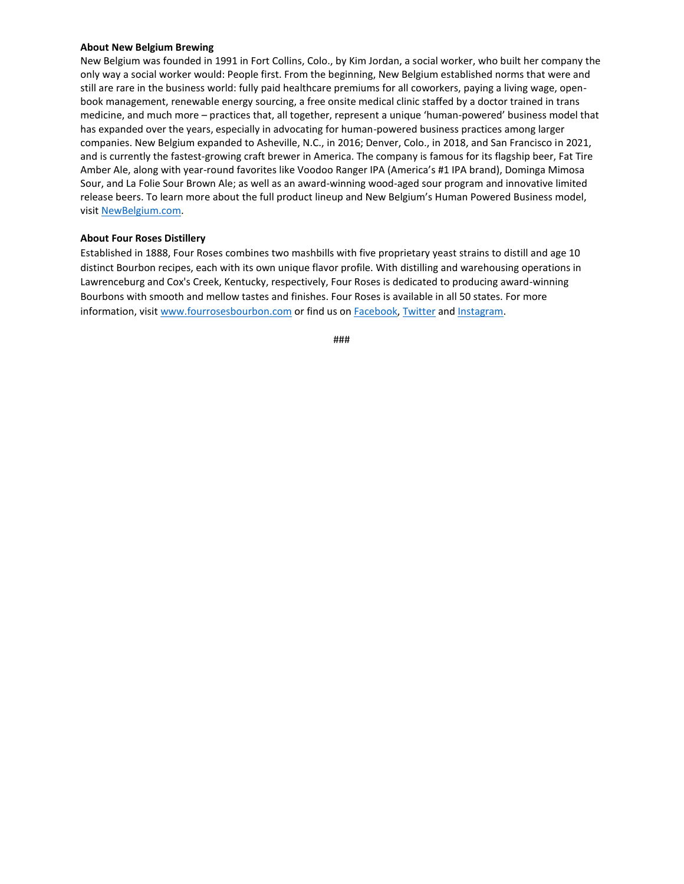**About New Belgium Brewing**

New Belgium was founded in 1991 in Fort Collins, Colo., by Kim Jordan, a social worker, who built her company the only way a social worker would: People first. From the beginning, New Belgium established norms that were and still are rare in the business world: fully paid healthcare premiums for all coworkers, paying a living wage, open-book management, renewable energy sourcing, a free onsite medical clinic staffed by a doctor trained in trans medicine, and much more – practices that, all together, represent a unique 'human-powered' business model that has expanded over the years, especially in advocating for human-powered business practices among larger companies. New Belgium expanded to Asheville, N.C., in 2016; Denver, Colo., in 2018, and San Francisco in 2021, and is currently the fastest-growing craft brewer in America. The company is famous for its flagship beer, Fat Tire Amber Ale, along with year-round favorites like Voodoo Ranger IPA (America's #1 IPA brand), Dominga Mimosa Sour, and La Folie Sour Brown Ale; as well as an award-winning wood-aged sour program and innovative limited release beers. To learn more about the full product lineup and New Belgium's Human Powered Business model, visit [NewBelgium.com](NewBelgium.com).

**About Four Roses Distillery**

Established in 1888, Four Roses combines two mashbills with five proprietary yeast strains to distill and age 10 distinct Bourbon recipes, each with its own unique flavor profile. With distilling and warehousing operations in Lawrenceburg and Cox's Creek, Kentucky, respectively, Four Roses is dedicated to producing award-winning Bourbons with smooth and mellow tastes and finishes. Four Roses is available in all 50 states. For more information, visit [www.fourrosesbourbon.com](www.fourrosesbourbon.com) or find us on Facebook, Twitter and Instagram.

###